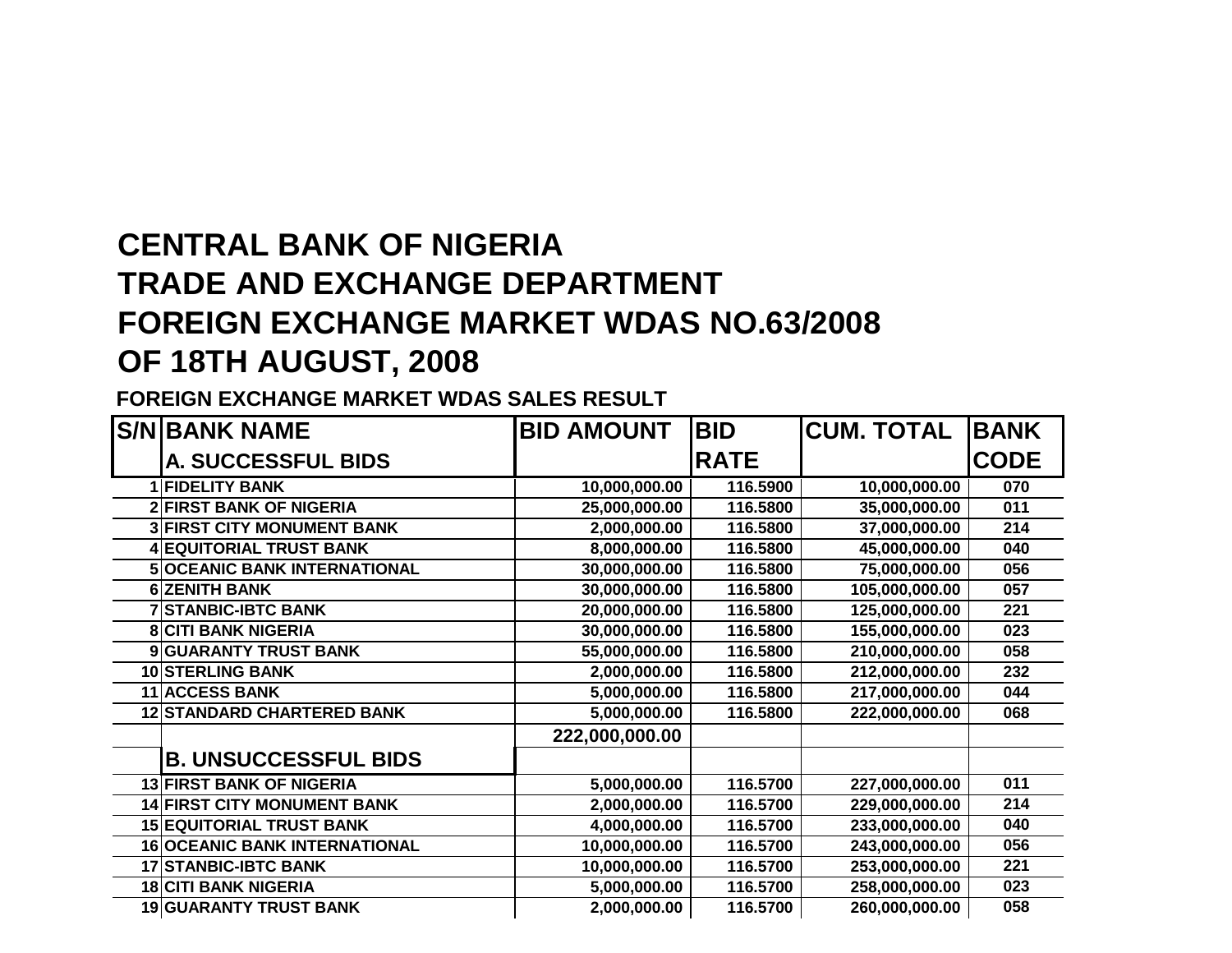# CENTRAL BANK OF NIGERIA
# TRADE AND EXCHANGE DEPARTMENT
# FOREIGN EXCHANGE MARKET WDAS NO.63/2008
# OF 18TH AUGUST, 2008

**FOREIGN EXCHANGE MARKET WDAS SALES RESULT**

| S/N | BANK NAME | BID AMOUNT | BID RATE | CUM. TOTAL | BANK CODE |
|---|---|---|---|---|---|
| | **A. SUCCESSFUL BIDS** | | | | |
| 1 | FIDELITY BANK | 10,000,000.00 | 116.5900 | 10,000,000.00 | 070 |
| 2 | FIRST BANK OF NIGERIA | 25,000,000.00 | 116.5800 | 35,000,000.00 | 011 |
| 3 | FIRST CITY MONUMENT BANK | 2,000,000.00 | 116.5800 | 37,000,000.00 | 214 |
| 4 | EQUITORIAL TRUST BANK | 8,000,000.00 | 116.5800 | 45,000,000.00 | 040 |
| 5 | OCEANIC BANK INTERNATIONAL | 30,000,000.00 | 116.5800 | 75,000,000.00 | 056 |
| 6 | ZENITH BANK | 30,000,000.00 | 116.5800 | 105,000,000.00 | 057 |
| 7 | STANBIC-IBTC BANK | 20,000,000.00 | 116.5800 | 125,000,000.00 | 221 |
| 8 | CITI BANK NIGERIA | 30,000,000.00 | 116.5800 | 155,000,000.00 | 023 |
| 9 | GUARANTY TRUST BANK | 55,000,000.00 | 116.5800 | 210,000,000.00 | 058 |
| 10 | STERLING BANK | 2,000,000.00 | 116.5800 | 212,000,000.00 | 232 |
| 11 | ACCESS BANK | 5,000,000.00 | 116.5800 | 217,000,000.00 | 044 |
| 12 | STANDARD CHARTERED BANK | 5,000,000.00 | 116.5800 | 222,000,000.00 | 068 |
| | | 222,000,000.00 | | | |
| | **B. UNSUCCESSFUL BIDS** | | | | |
| 13 | FIRST BANK OF NIGERIA | 5,000,000.00 | 116.5700 | 227,000,000.00 | 011 |
| 14 | FIRST CITY MONUMENT BANK | 2,000,000.00 | 116.5700 | 229,000,000.00 | 214 |
| 15 | EQUITORIAL TRUST BANK | 4,000,000.00 | 116.5700 | 233,000,000.00 | 040 |
| 16 | OCEANIC BANK INTERNATIONAL | 10,000,000.00 | 116.5700 | 243,000,000.00 | 056 |
| 17 | STANBIC-IBTC BANK | 10,000,000.00 | 116.5700 | 253,000,000.00 | 221 |
| 18 | CITI BANK NIGERIA | 5,000,000.00 | 116.5700 | 258,000,000.00 | 023 |
| 19 | GUARANTY TRUST BANK | 2,000,000.00 | 116.5700 | 260,000,000.00 | 058 |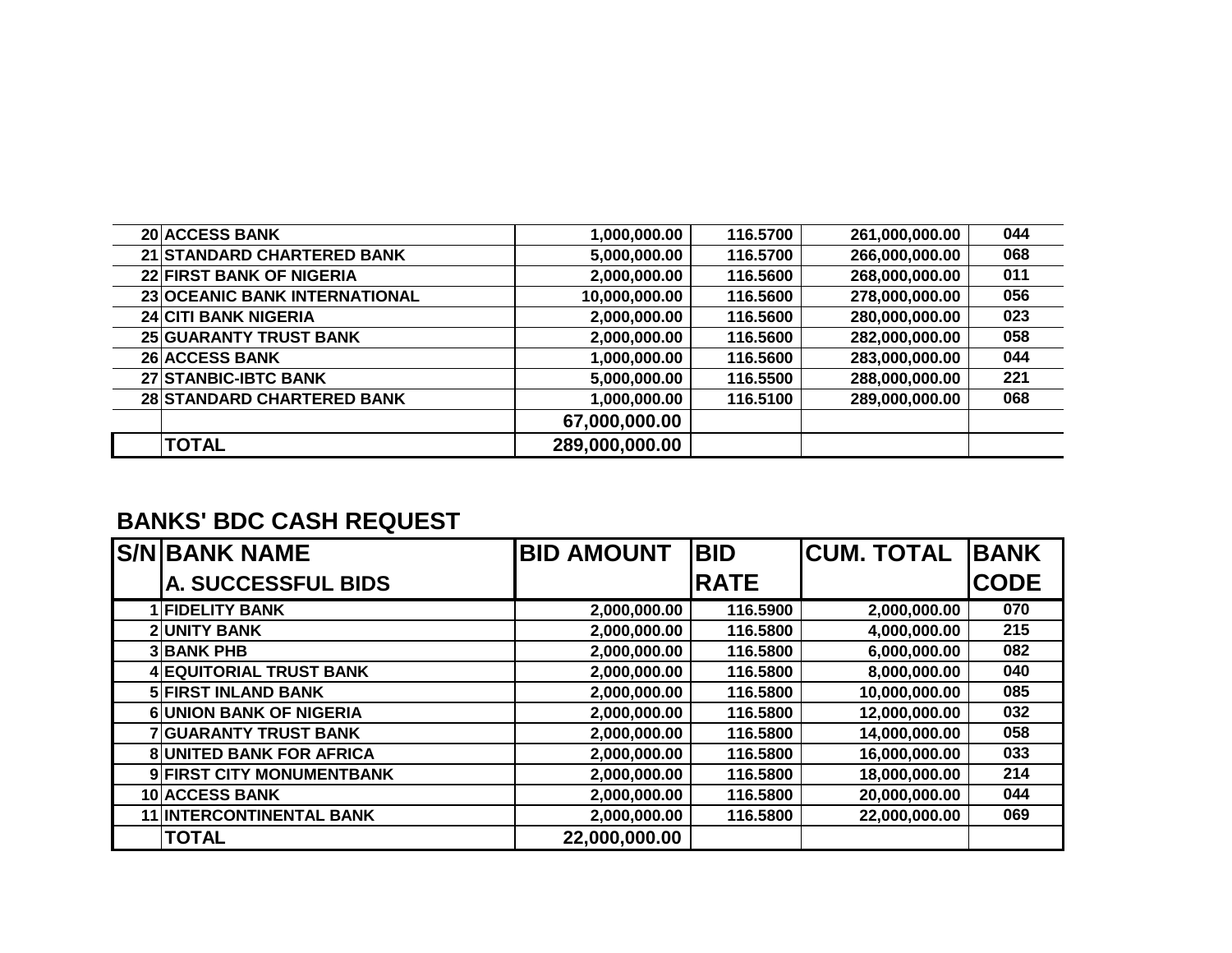| | | | | | |
|---|---|---|---|---|---|
| 20 | ACCESS BANK | 1,000,000.00 | 116.5700 | 261,000,000.00 | 044 |
| 21 | STANDARD CHARTERED BANK | 5,000,000.00 | 116.5700 | 266,000,000.00 | 068 |
| 22 | FIRST BANK OF NIGERIA | 2,000,000.00 | 116.5600 | 268,000,000.00 | 011 |
| 23 | OCEANIC BANK INTERNATIONAL | 10,000,000.00 | 116.5600 | 278,000,000.00 | 056 |
| 24 | CITI BANK NIGERIA | 2,000,000.00 | 116.5600 | 280,000,000.00 | 023 |
| 25 | GUARANTY TRUST BANK | 2,000,000.00 | 116.5600 | 282,000,000.00 | 058 |
| 26 | ACCESS BANK | 1,000,000.00 | 116.5600 | 283,000,000.00 | 044 |
| 27 | STANBIC-IBTC BANK | 5,000,000.00 | 116.5500 | 288,000,000.00 | 221 |
| 28 | STANDARD CHARTERED BANK | 1,000,000.00 | 116.5100 | 289,000,000.00 | 068 |
| | | 67,000,000.00 | | | |
| | TOTAL | 289,000,000.00 | | | |

## BANKS' BDC CASH REQUEST

| S/N | BANK NAME<br>A. SUCCESSFUL BIDS | BID AMOUNT | BID RATE | CUM. TOTAL | BANK CODE |
|---|---|---|---|---|---|
| 1 | FIDELITY BANK | 2,000,000.00 | 116.5900 | 2,000,000.00 | 070 |
| 2 | UNITY BANK | 2,000,000.00 | 116.5800 | 4,000,000.00 | 215 |
| 3 | BANK PHB | 2,000,000.00 | 116.5800 | 6,000,000.00 | 082 |
| 4 | EQUITORIAL TRUST BANK | 2,000,000.00 | 116.5800 | 8,000,000.00 | 040 |
| 5 | FIRST INLAND BANK | 2,000,000.00 | 116.5800 | 10,000,000.00 | 085 |
| 6 | UNION BANK OF NIGERIA | 2,000,000.00 | 116.5800 | 12,000,000.00 | 032 |
| 7 | GUARANTY TRUST BANK | 2,000,000.00 | 116.5800 | 14,000,000.00 | 058 |
| 8 | UNITED BANK FOR AFRICA | 2,000,000.00 | 116.5800 | 16,000,000.00 | 033 |
| 9 | FIRST CITY MONUMENTBANK | 2,000,000.00 | 116.5800 | 18,000,000.00 | 214 |
| 10 | ACCESS BANK | 2,000,000.00 | 116.5800 | 20,000,000.00 | 044 |
| 11 | INTERCONTINENTAL BANK | 2,000,000.00 | 116.5800 | 22,000,000.00 | 069 |
| | TOTAL | 22,000,000.00 | | | |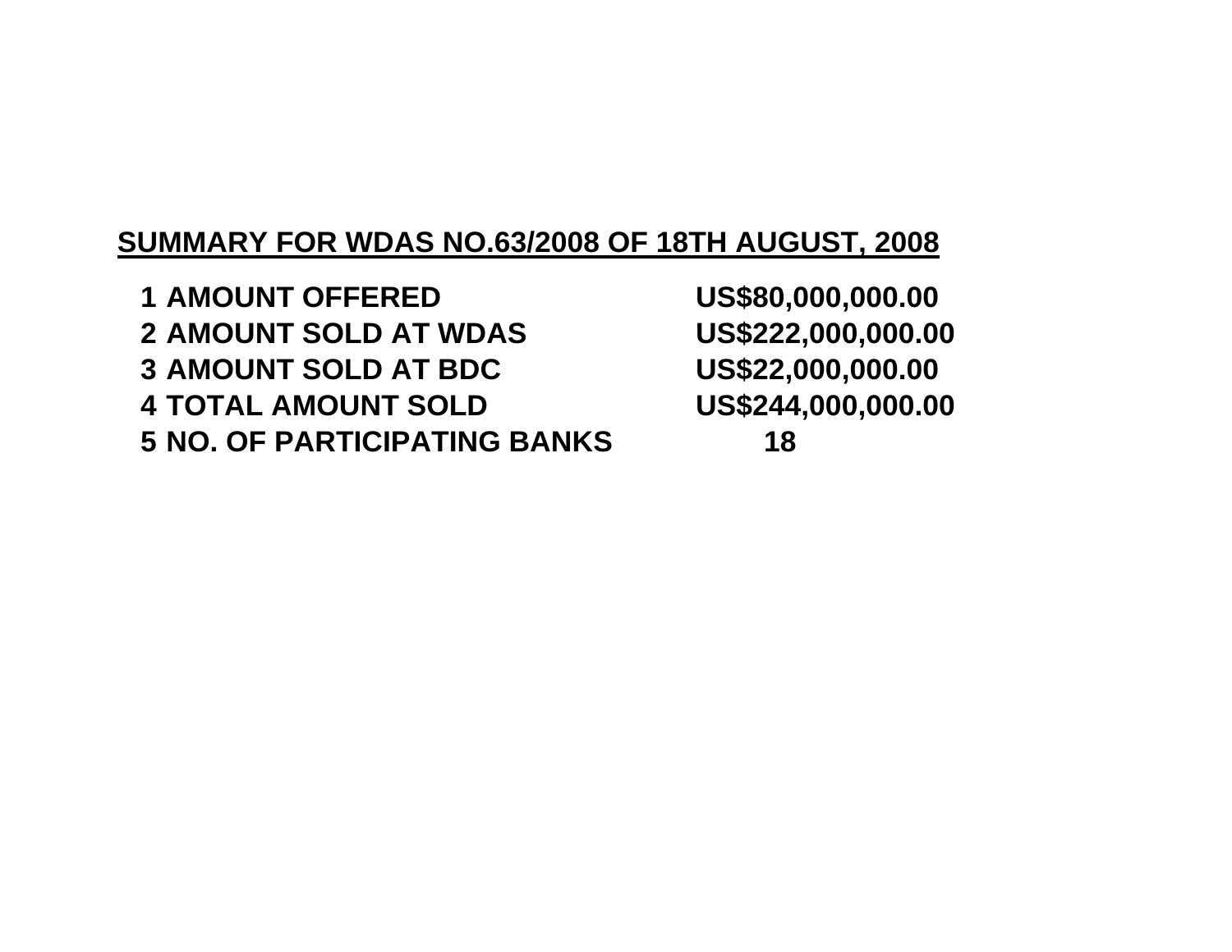## SUMMARY FOR WDAS NO.63/2008 OF 18TH AUGUST, 2008

| | | |
|---|---|---|
| 1 | AMOUNT OFFERED | US$80,000,000.00 |
| 2 | AMOUNT SOLD AT WDAS | US$222,000,000.00 |
| 3 | AMOUNT SOLD AT BDC | US$22,000,000.00 |
| 4 | TOTAL AMOUNT SOLD | US$244,000,000.00 |
| 5 | NO. OF PARTICIPATING BANKS | 18 |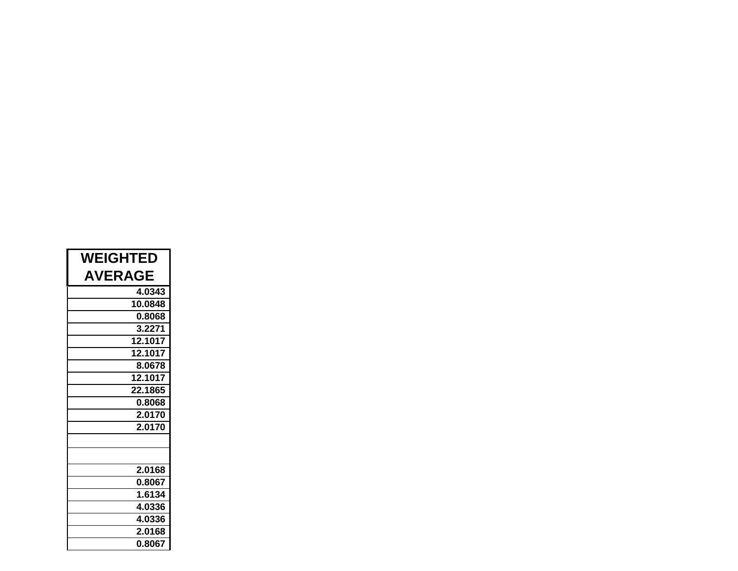| WEIGHTED AVERAGE |
| ---: |
| 4.0343 |
| 10.0848 |
| 0.8068 |
| 3.2271 |
| 12.1017 |
| 12.1017 |
| 8.0678 |
| 12.1017 |
| 22.1865 |
| 0.8068 |
| 2.0170 |
| 2.0170 |
| |
| |
| 2.0168 |
| 0.8067 |
| 1.6134 |
| 4.0336 |
| 4.0336 |
| 2.0168 |
| 0.8067 |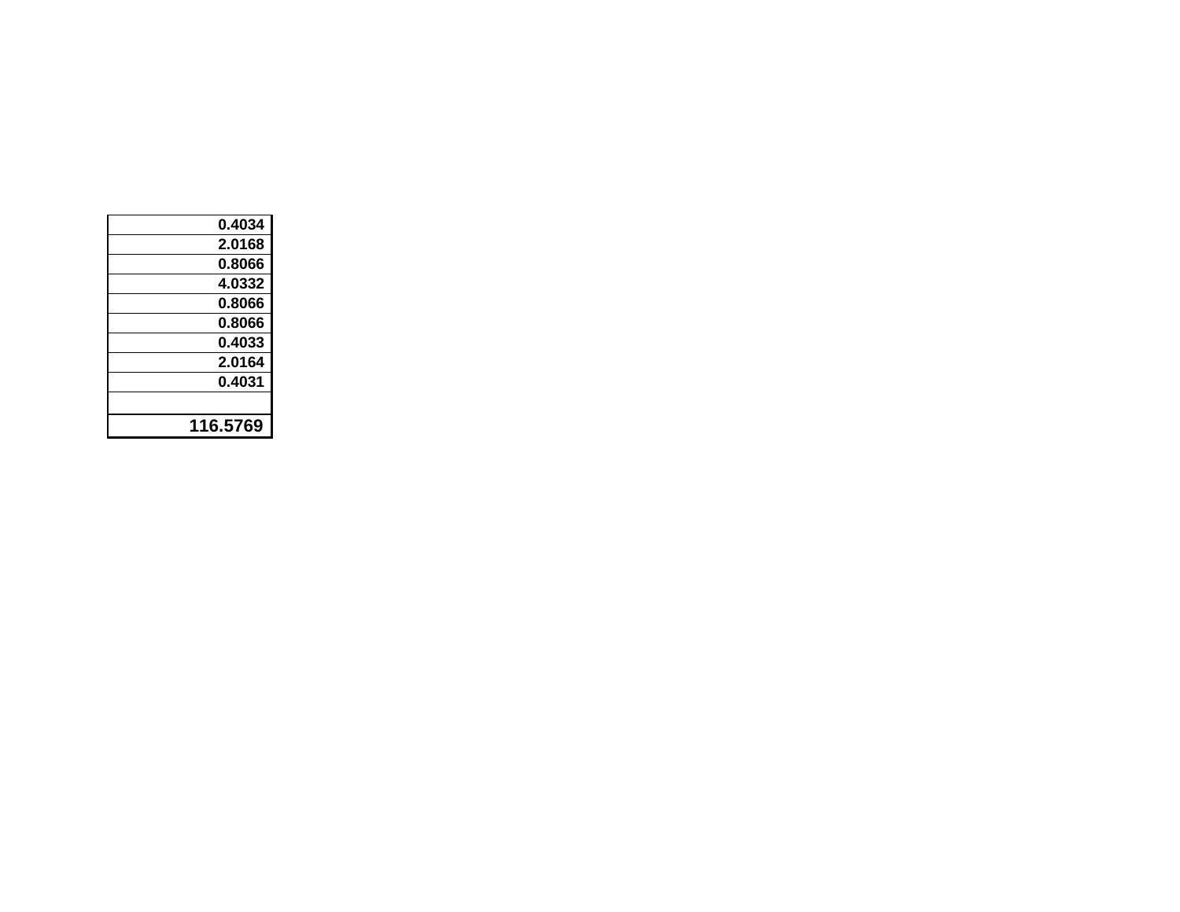| |
|---|
| 0.4034 |
| 2.0168 |
| 0.8066 |
| 4.0332 |
| 0.8066 |
| 0.8066 |
| 0.4033 |
| 2.0164 |
| 0.4031 |
| |
| 116.5769 |